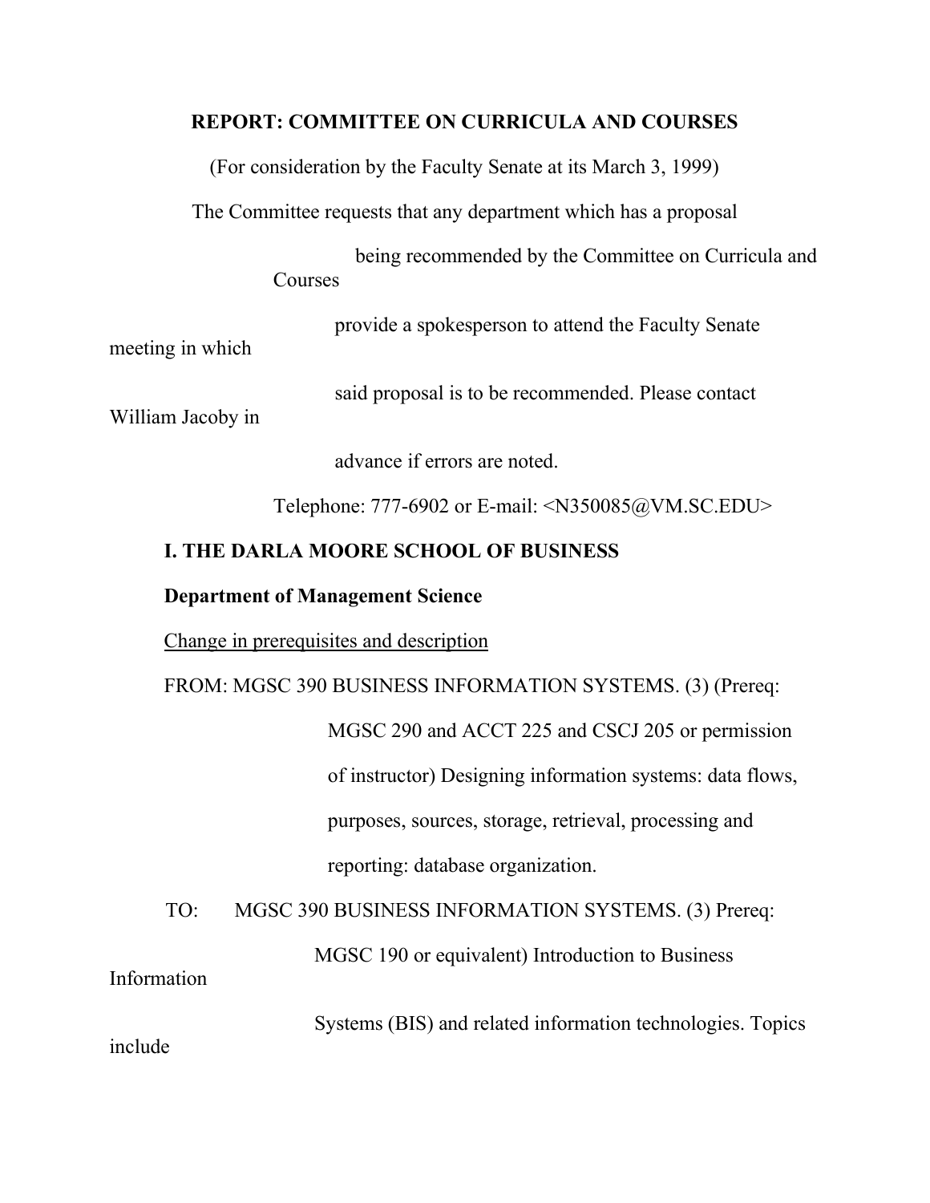**REPORT: COMMITTEE ON CURRICULA AND COURSES**

(For consideration by the Faculty Senate at its March 3, 1999)

The Committee requests that any department which has a proposal being recommended by the Committee on Curricula and Courses provide a spokesperson to attend the Faculty Senate meeting in which said proposal is to be recommended. Please contact William Jacoby in advance if errors are noted.

Telephone: 777-6902 or E-mail: <N350085@VM.SC.EDU>

**I. THE DARLA MOORE SCHOOL OF BUSINESS**

**Department of Management Science**

Change in prerequisites and description

FROM: MGSC 390 BUSINESS INFORMATION SYSTEMS. (3) (Prereq: MGSC 290 and ACCT 225 and CSCJ 205 or permission of instructor) Designing information systems: data flows, purposes, sources, storage, retrieval, processing and reporting: database organization.

TO: MGSC 390 BUSINESS INFORMATION SYSTEMS. (3) Prereq: MGSC 190 or equivalent) Introduction to Business Information Systems (BIS) and related information technologies. Topics include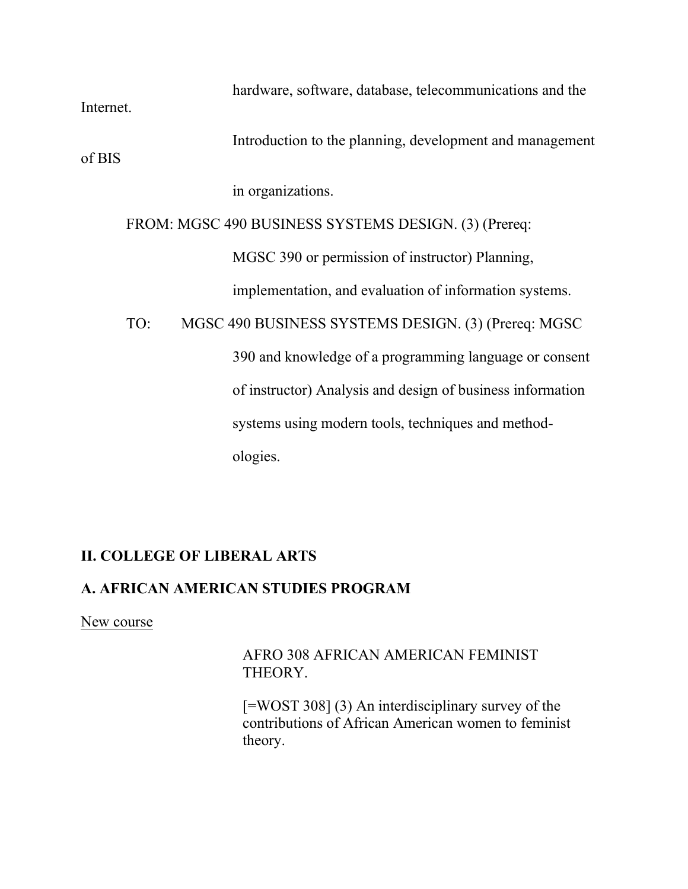hardware, software, database, telecommunications and the Internet.

Introduction to the planning, development and management of BIS in organizations.

FROM: MGSC 490 BUSINESS SYSTEMS DESIGN. (3) (Prereq: MGSC 390 or permission of instructor) Planning, implementation, and evaluation of information systems.

TO: MGSC 490 BUSINESS SYSTEMS DESIGN. (3) (Prereq: MGSC 390 and knowledge of a programming language or consent of instructor) Analysis and design of business information systems using modern tools, techniques and method-ologies.

## II. COLLEGE OF LIBERAL ARTS

### A. AFRICAN AMERICAN STUDIES PROGRAM

<u>New course</u>

AFRO 308 AFRICAN AMERICAN FEMINIST THEORY.

[=WOST 308] (3) An interdisciplinary survey of the contributions of African American women to feminist theory.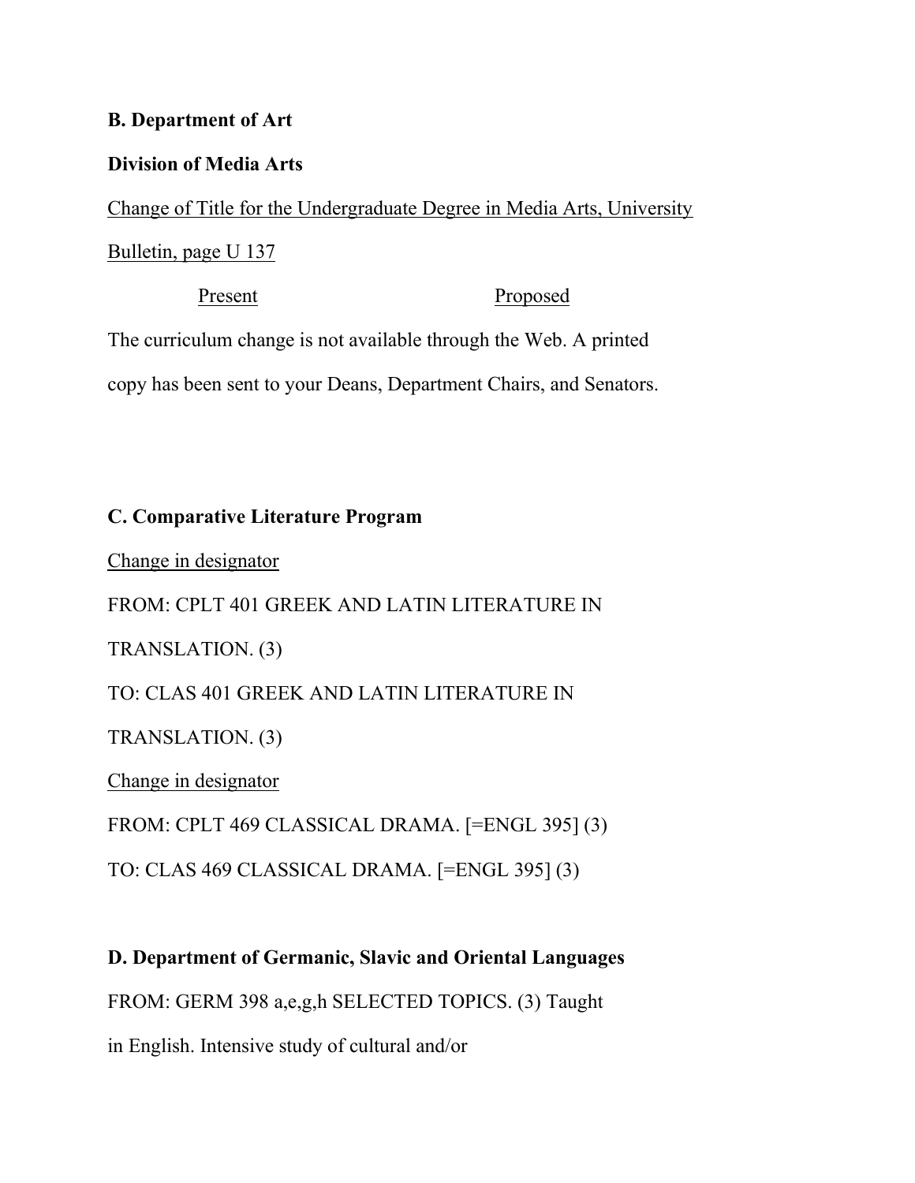**B. Department of Art**

**Division of Media Arts**

<u>Change of Title for the Undergraduate Degree in Media Arts, University Bulletin, page U 137</u>

<u>Present</u> <u>Proposed</u>

The curriculum change is not available through the Web. A printed copy has been sent to your Deans, Department Chairs, and Senators.

**C. Comparative Literature Program**

<u>Change in designator</u>

FROM: CPLT 401 GREEK AND LATIN LITERATURE IN TRANSLATION. (3)

TO: CLAS 401 GREEK AND LATIN LITERATURE IN TRANSLATION. (3)

<u>Change in designator</u>

FROM: CPLT 469 CLASSICAL DRAMA. [=ENGL 395] (3)

TO: CLAS 469 CLASSICAL DRAMA. [=ENGL 395] (3)

**D. Department of Germanic, Slavic and Oriental Languages**

FROM: GERM 398 a,e,g,h SELECTED TOPICS. (3) Taught in English. Intensive study of cultural and/or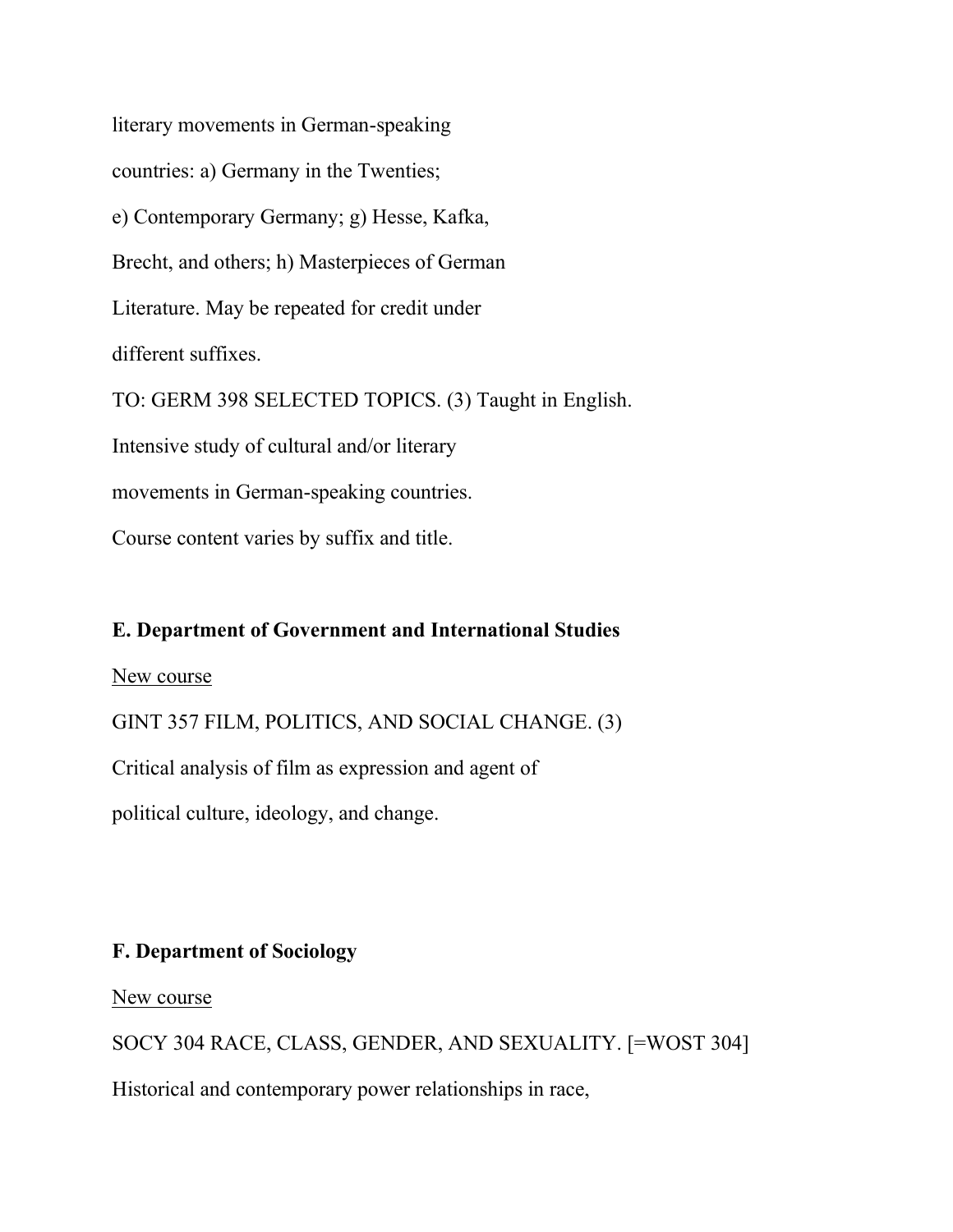literary movements in German-speaking countries: a) Germany in the Twenties; e) Contemporary Germany; g) Hesse, Kafka, Brecht, and others; h) Masterpieces of German Literature. May be repeated for credit under different suffixes.

TO: GERM 398 SELECTED TOPICS. (3) Taught in English. Intensive study of cultural and/or literary movements in German-speaking countries. Course content varies by suffix and title.

**E. Department of Government and International Studies**

<u>New course</u>

GINT 357 FILM, POLITICS, AND SOCIAL CHANGE. (3) Critical analysis of film as expression and agent of political culture, ideology, and change.

**F. Department of Sociology**

<u>New course</u>

SOCY 304 RACE, CLASS, GENDER, AND SEXUALITY. [=WOST 304]

Historical and contemporary power relationships in race,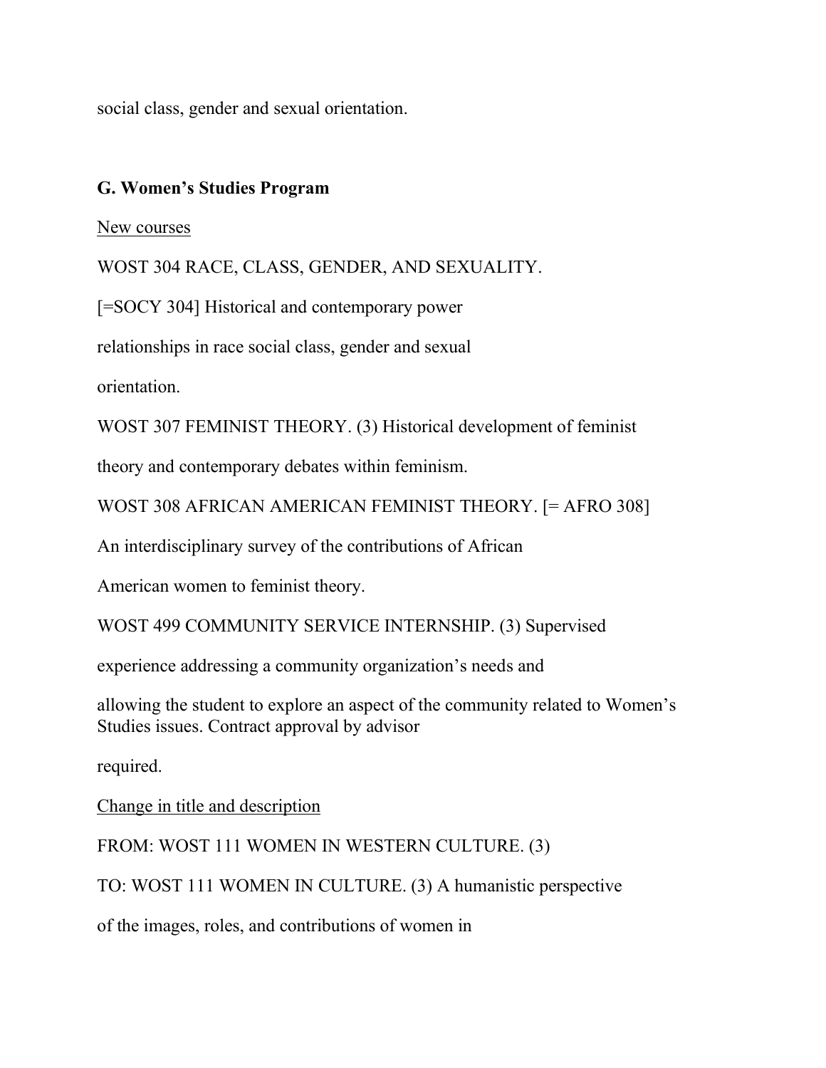social class, gender and sexual orientation.

**G. Women's Studies Program**

<u>New courses</u>

WOST 304 RACE, CLASS, GENDER, AND SEXUALITY.

[=SOCY 304] Historical and contemporary power

relationships in race social class, gender and sexual

orientation.

WOST 307 FEMINIST THEORY. (3) Historical development of feminist

theory and contemporary debates within feminism.

WOST 308 AFRICAN AMERICAN FEMINIST THEORY. [= AFRO 308]

An interdisciplinary survey of the contributions of African

American women to feminist theory.

WOST 499 COMMUNITY SERVICE INTERNSHIP. (3) Supervised

experience addressing a community organization's needs and

allowing the student to explore an aspect of the community related to Women's Studies issues. Contract approval by advisor

required.

<u>Change in title and description</u>

FROM: WOST 111 WOMEN IN WESTERN CULTURE. (3)

TO: WOST 111 WOMEN IN CULTURE. (3) A humanistic perspective

of the images, roles, and contributions of women in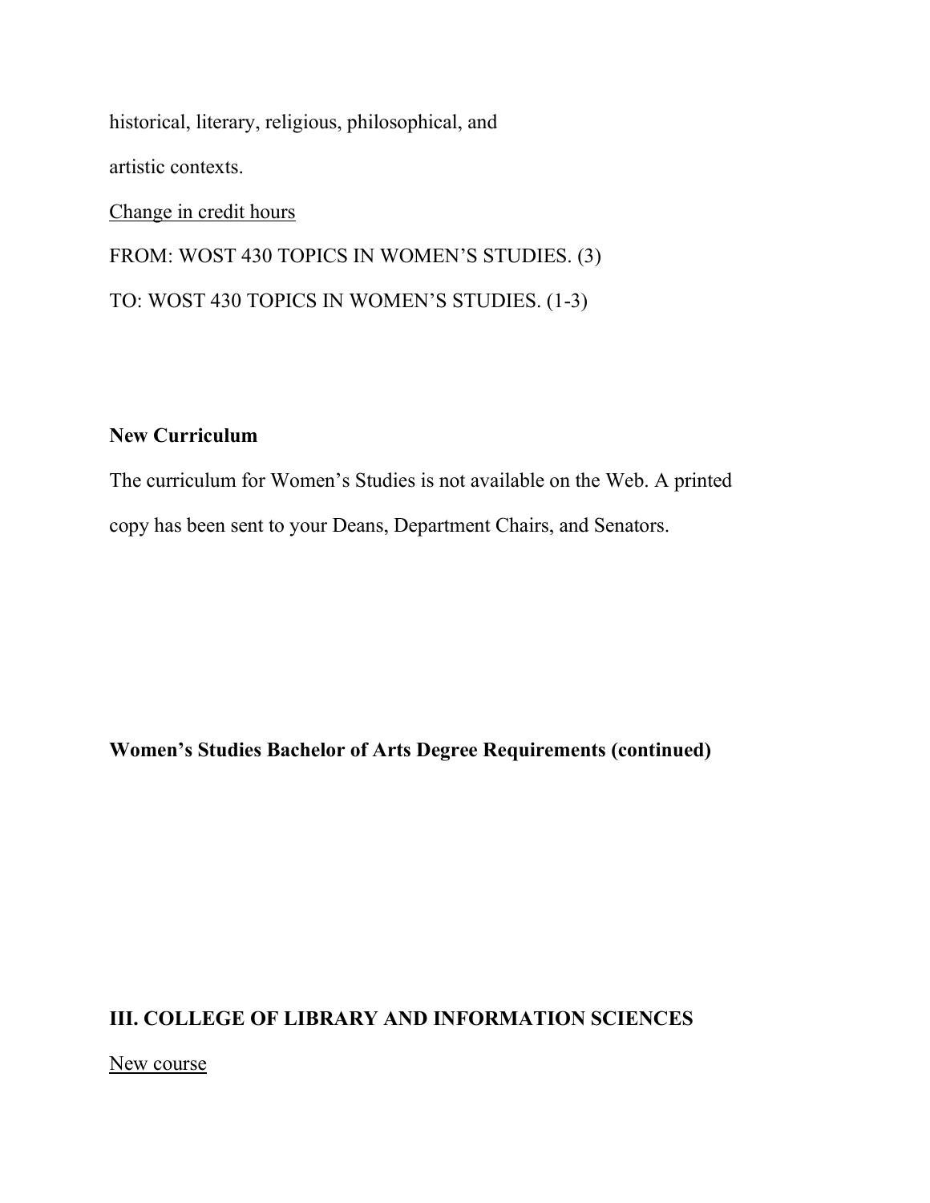historical, literary, religious, philosophical, and

artistic contexts.

<u>Change in credit hours</u>

FROM: WOST 430 TOPICS IN WOMEN'S STUDIES. (3)

TO: WOST 430 TOPICS IN WOMEN'S STUDIES. (1-3)

**New Curriculum**

The curriculum for Women's Studies is not available on the Web. A printed copy has been sent to your Deans, Department Chairs, and Senators.

**Women's Studies Bachelor of Arts Degree Requirements (continued)**

## III. COLLEGE OF LIBRARY AND INFORMATION SCIENCES

<u>New course</u>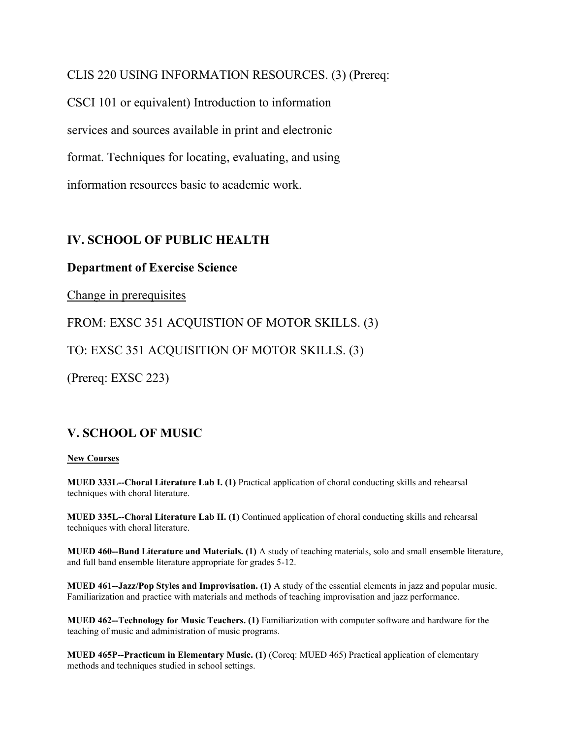CLIS 220 USING INFORMATION RESOURCES. (3) (Prereq: CSCI 101 or equivalent) Introduction to information services and sources available in print and electronic format. Techniques for locating, evaluating, and using information resources basic to academic work.

## IV. SCHOOL OF PUBLIC HEALTH

### Department of Exercise Science

<u>Change in prerequisites</u>

FROM: EXSC 351 ACQUISTION OF MOTOR SKILLS. (3)

TO: EXSC 351 ACQUISITION OF MOTOR SKILLS. (3)

(Prereq: EXSC 223)

## V. SCHOOL OF MUSIC

**<u>New Courses</u>**

**MUED 333L--Choral Literature Lab I. (1)** Practical application of choral conducting skills and rehearsal techniques with choral literature.

**MUED 335L--Choral Literature Lab II. (1)** Continued application of choral conducting skills and rehearsal techniques with choral literature.

**MUED 460--Band Literature and Materials. (1)** A study of teaching materials, solo and small ensemble literature, and full band ensemble literature appropriate for grades 5-12.

**MUED 461--Jazz/Pop Styles and Improvisation. (1)** A study of the essential elements in jazz and popular music. Familiarization and practice with materials and methods of teaching improvisation and jazz performance.

**MUED 462--Technology for Music Teachers. (1)** Familiarization with computer software and hardware for the teaching of music and administration of music programs.

**MUED 465P--Practicum in Elementary Music. (1)** (Coreq: MUED 465) Practical application of elementary methods and techniques studied in school settings.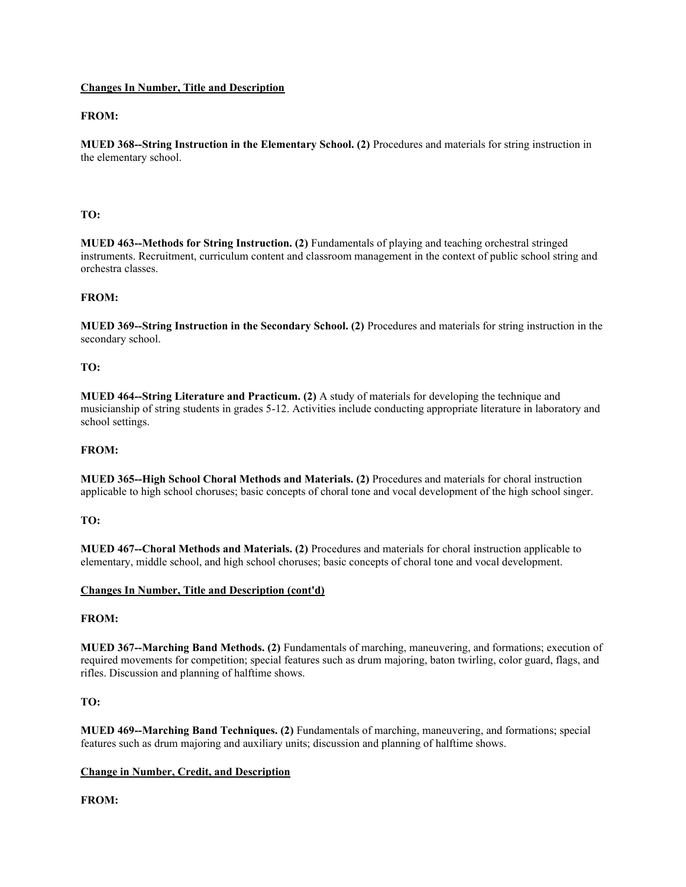**Changes In Number, Title and Description**

**FROM:**

**MUED 368--String Instruction in the Elementary School. (2)** Procedures and materials for string instruction in the elementary school.

**TO:**

**MUED 463--Methods for String Instruction. (2)** Fundamentals of playing and teaching orchestral stringed instruments. Recruitment, curriculum content and classroom management in the context of public school string and orchestra classes.

**FROM:**

**MUED 369--String Instruction in the Secondary School. (2)** Procedures and materials for string instruction in the secondary school.

**TO:**

**MUED 464--String Literature and Practicum. (2)** A study of materials for developing the technique and musicianship of string students in grades 5-12. Activities include conducting appropriate literature in laboratory and school settings.

**FROM:**

**MUED 365--High School Choral Methods and Materials. (2)** Procedures and materials for choral instruction applicable to high school choruses; basic concepts of choral tone and vocal development of the high school singer.

**TO:**

**MUED 467--Choral Methods and Materials. (2)** Procedures and materials for choral instruction applicable to elementary, middle school, and high school choruses; basic concepts of choral tone and vocal development.

**Changes In Number, Title and Description (cont'd)**

**FROM:**

**MUED 367--Marching Band Methods. (2)** Fundamentals of marching, maneuvering, and formations; execution of required movements for competition; special features such as drum majoring, baton twirling, color guard, flags, and rifles. Discussion and planning of halftime shows.

**TO:**

**MUED 469--Marching Band Techniques. (2)** Fundamentals of marching, maneuvering, and formations; special features such as drum majoring and auxiliary units; discussion and planning of halftime shows.

**Change in Number, Credit, and Description**

**FROM:**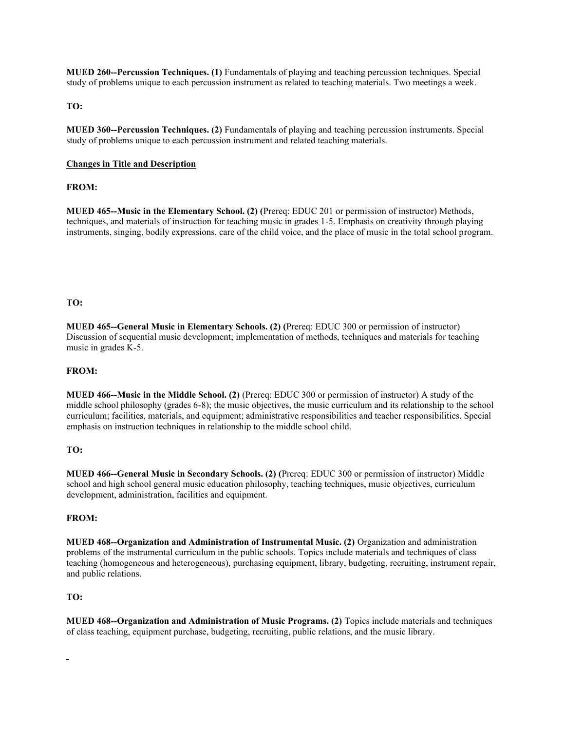**MUED 260--Percussion Techniques. (1)** Fundamentals of playing and teaching percussion techniques. Special study of problems unique to each percussion instrument as related to teaching materials. Two meetings a week.

**TO:**

**MUED 360--Percussion Techniques. (2)** Fundamentals of playing and teaching percussion instruments. Special study of problems unique to each percussion instrument and related teaching materials.

<u>**Changes in Title and Description**</u>

**FROM:**

**MUED 465--Music in the Elementary School. (2) (**Prereq: EDUC 201 or permission of instructor) Methods, techniques, and materials of instruction for teaching music in grades 1-5. Emphasis on creativity through playing instruments, singing, bodily expressions, care of the child voice, and the place of music in the total school program.

**TO:**

**MUED 465--General Music in Elementary Schools. (2) (**Prereq: EDUC 300 or permission of instructor) Discussion of sequential music development; implementation of methods, techniques and materials for teaching music in grades K-5.

**FROM:**

**MUED 466--Music in the Middle School. (2)** (Prereq: EDUC 300 or permission of instructor) A study of the middle school philosophy (grades 6-8); the music objectives, the music curriculum and its relationship to the school curriculum; facilities, materials, and equipment; administrative responsibilities and teacher responsibilities. Special emphasis on instruction techniques in relationship to the middle school child.

**TO:**

**MUED 466--General Music in Secondary Schools. (2) (**Prereq: EDUC 300 or permission of instructor) Middle school and high school general music education philosophy, teaching techniques, music objectives, curriculum development, administration, facilities and equipment.

**FROM:**

**MUED 468--Organization and Administration of Instrumental Music. (2)** Organization and administration problems of the instrumental curriculum in the public schools. Topics include materials and techniques of class teaching (homogeneous and heterogeneous), purchasing equipment, library, budgeting, recruiting, instrument repair, and public relations.

**TO:**

**MUED 468--Organization and Administration of Music Programs. (2)** Topics include materials and techniques of class teaching, equipment purchase, budgeting, recruiting, public relations, and the music library.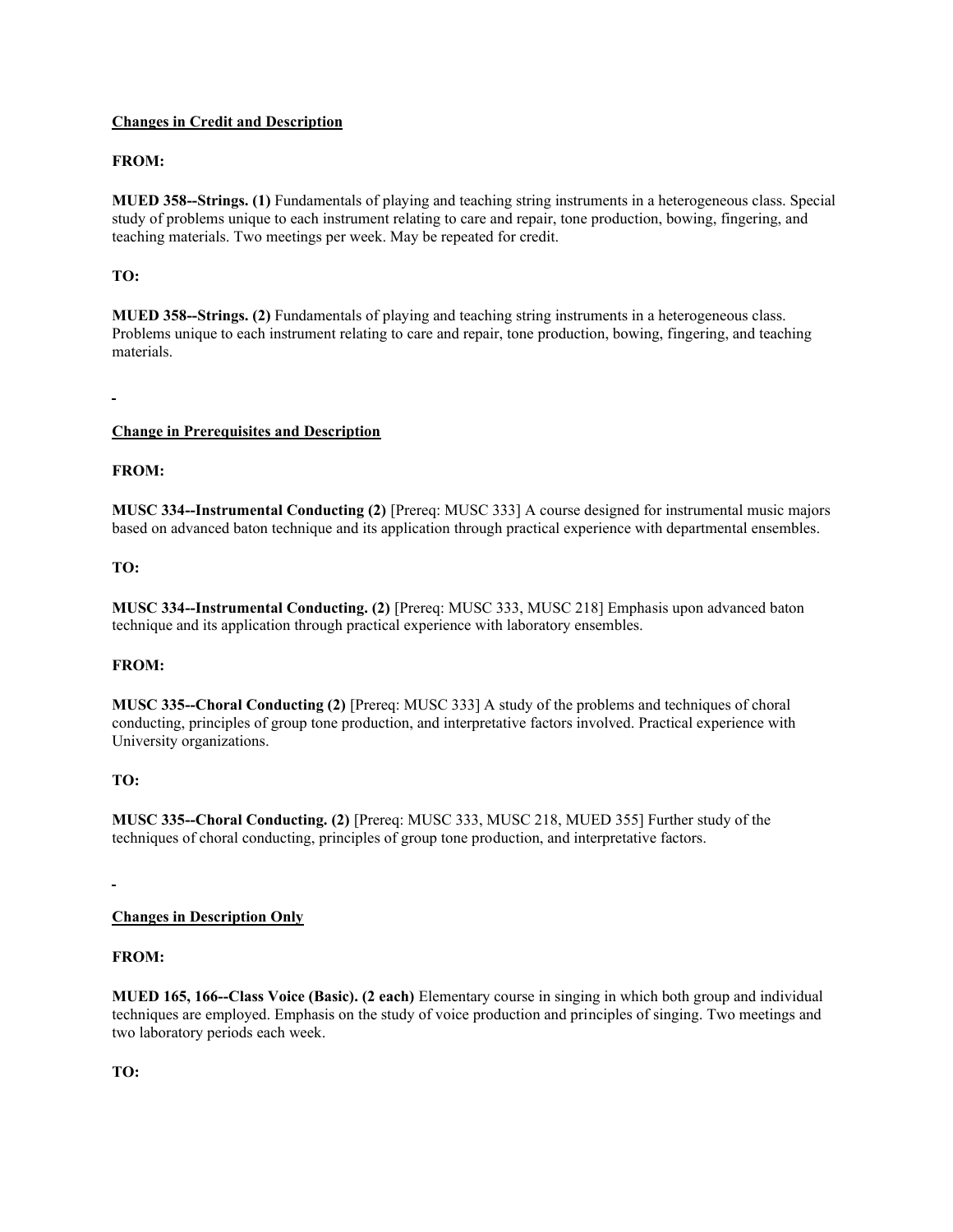**Changes in Credit and Description**

**FROM:**

**MUED 358--Strings. (1)** Fundamentals of playing and teaching string instruments in a heterogeneous class. Special study of problems unique to each instrument relating to care and repair, tone production, bowing, fingering, and teaching materials. Two meetings per week. May be repeated for credit.

**TO:**

**MUED 358--Strings. (2)** Fundamentals of playing and teaching string instruments in a heterogeneous class. Problems unique to each instrument relating to care and repair, tone production, bowing, fingering, and teaching materials.

**Change in Prerequisites and Description**

**FROM:**

**MUSC 334--Instrumental Conducting (2)** [Prereq: MUSC 333] A course designed for instrumental music majors based on advanced baton technique and its application through practical experience with departmental ensembles.

**TO:**

**MUSC 334--Instrumental Conducting. (2)** [Prereq: MUSC 333, MUSC 218] Emphasis upon advanced baton technique and its application through practical experience with laboratory ensembles.

**FROM:**

**MUSC 335--Choral Conducting (2)** [Prereq: MUSC 333] A study of the problems and techniques of choral conducting, principles of group tone production, and interpretative factors involved. Practical experience with University organizations.

**TO:**

**MUSC 335--Choral Conducting. (2)** [Prereq: MUSC 333, MUSC 218, MUED 355] Further study of the techniques of choral conducting, principles of group tone production, and interpretative factors.

**Changes in Description Only**

**FROM:**

**MUED 165, 166--Class Voice (Basic). (2 each)** Elementary course in singing in which both group and individual techniques are employed. Emphasis on the study of voice production and principles of singing. Two meetings and two laboratory periods each week.

**TO:**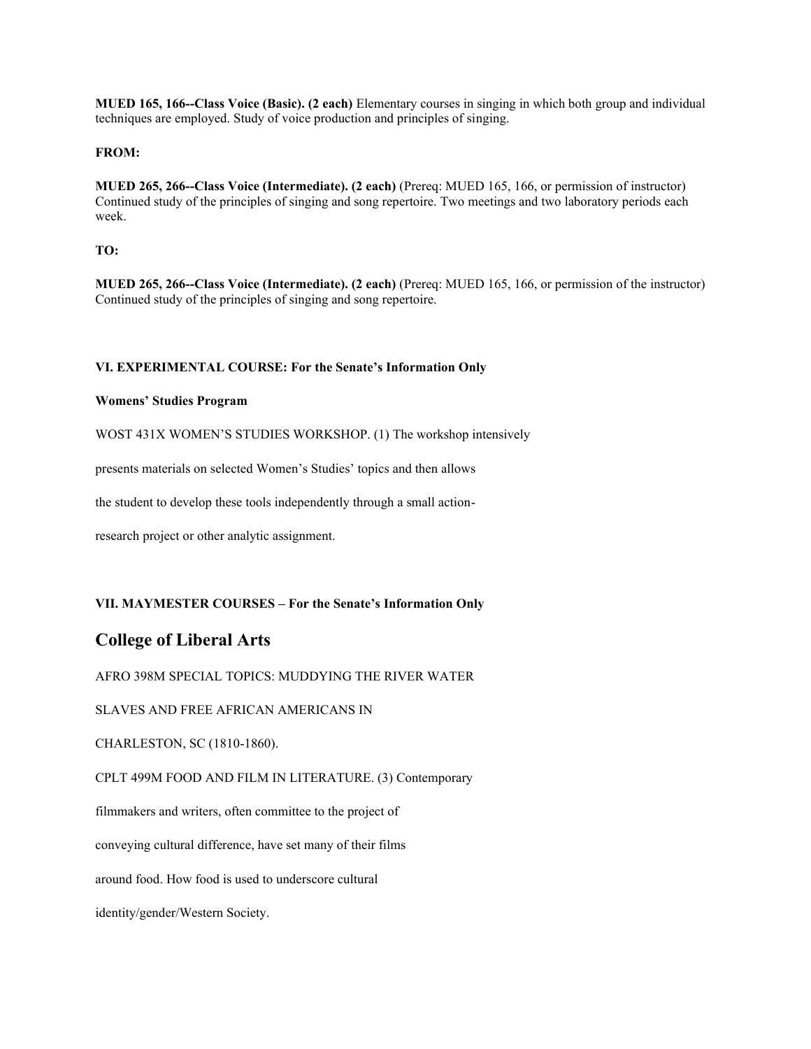**MUED 165, 166--Class Voice (Basic). (2 each)** Elementary courses in singing in which both group and individual techniques are employed. Study of voice production and principles of singing.

**FROM:**

**MUED 265, 266--Class Voice (Intermediate). (2 each)** (Prereq: MUED 165, 166, or permission of instructor) Continued study of the principles of singing and song repertoire. Two meetings and two laboratory periods each week.

**TO:**

**MUED 265, 266--Class Voice (Intermediate). (2 each)** (Prereq: MUED 165, 166, or permission of the instructor) Continued study of the principles of singing and song repertoire.

**VI. EXPERIMENTAL COURSE: For the Senate's Information Only**

**Womens' Studies Program**

WOST 431X WOMEN'S STUDIES WORKSHOP. (1) The workshop intensively presents materials on selected Women's Studies' topics and then allows the student to develop these tools independently through a small action-research project or other analytic assignment.

**VII. MAYMESTER COURSES – For the Senate's Information Only**

## College of Liberal Arts

AFRO 398M SPECIAL TOPICS: MUDDYING THE RIVER WATER SLAVES AND FREE AFRICAN AMERICANS IN CHARLESTON, SC (1810-1860).

CPLT 499M FOOD AND FILM IN LITERATURE. (3) Contemporary filmmakers and writers, often committee to the project of conveying cultural difference, have set many of their films around food. How food is used to underscore cultural identity/gender/Western Society.